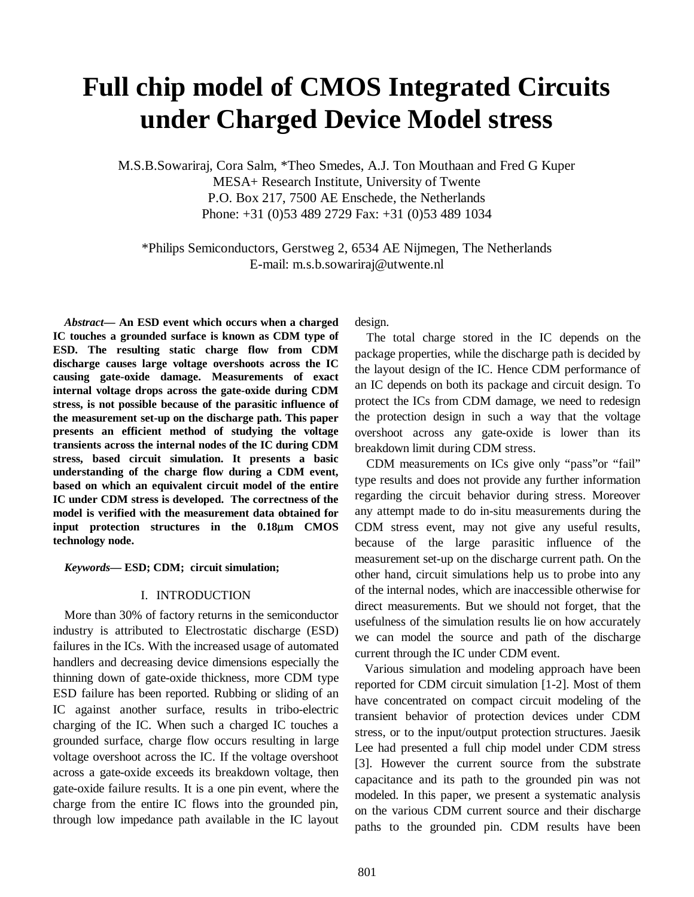# Full chip model of CMOS Integrated Circuits under Charged Device Model stress

M.S.B.Sowariraj, Cora Salm, *Theo Smedes, A.J. Ton Mouthaan and Fred G Kuper
MESA+ Research Institute, University of Twente
P.O. Box 217, 7500 AE Enschede, the Netherlands
Phone: +31 (0)53 489 2729 Fax: +31 (0)53 489 1034

*Philips Semiconductors, Gerstweg 2, 6534 AE Nijmegen, The Netherlands
E-mail: m.s.b.sowariraj@utwente.nl

***Abstract*— An ESD event which occurs when a charged IC touches a grounded surface is known as CDM type of ESD. The resulting static charge flow from CDM discharge causes large voltage overshoots across the IC causing gate-oxide damage. Measurements of exact internal voltage drops across the gate-oxide during CDM stress, is not possible because of the parasitic influence of the measurement set-up on the discharge path. This paper presents an efficient method of studying the voltage transients across the internal nodes of the IC during CDM stress, based circuit simulation. It presents a basic understanding of the charge flow during a CDM event, based on which an equivalent circuit model of the entire IC under CDM stress is developed. The correctness of the model is verified with the measurement data obtained for input protection structures in the 0.18μm CMOS technology node.**

***Keywords*— ESD; CDM; circuit simulation;**

## I. INTRODUCTION

More than 30% of factory returns in the semiconductor industry is attributed to Electrostatic discharge (ESD) failures in the ICs. With the increased usage of automated handlers and decreasing device dimensions especially the thinning down of gate-oxide thickness, more CDM type ESD failure has been reported. Rubbing or sliding of an IC against another surface, results in tribo-electric charging of the IC. When such a charged IC touches a grounded surface, charge flow occurs resulting in large voltage overshoot across the IC. If the voltage overshoot across a gate-oxide exceeds its breakdown voltage, then gate-oxide failure results. It is a one pin event, where the charge from the entire IC flows into the grounded pin, through low impedance path available in the IC layout design.

The total charge stored in the IC depends on the package properties, while the discharge path is decided by the layout design of the IC. Hence CDM performance of an IC depends on both its package and circuit design. To protect the ICs from CDM damage, we need to redesign the protection design in such a way that the voltage overshoot across any gate-oxide is lower than its breakdown limit during CDM stress.

CDM measurements on ICs give only "pass"or "fail" type results and does not provide any further information regarding the circuit behavior during stress. Moreover any attempt made to do in-situ measurements during the CDM stress event, may not give any useful results, because of the large parasitic influence of the measurement set-up on the discharge current path. On the other hand, circuit simulations help us to probe into any of the internal nodes, which are inaccessible otherwise for direct measurements. But we should not forget, that the usefulness of the simulation results lie on how accurately we can model the source and path of the discharge current through the IC under CDM event.

Various simulation and modeling approach have been reported for CDM circuit simulation [1-2]. Most of them have concentrated on compact circuit modeling of the transient behavior of protection devices under CDM stress, or to the input/output protection structures. Jaesik Lee had presented a full chip model under CDM stress [3]. However the current source from the substrate capacitance and its path to the grounded pin was not modeled. In this paper, we present a systematic analysis on the various CDM current source and their discharge paths to the grounded pin. CDM results have been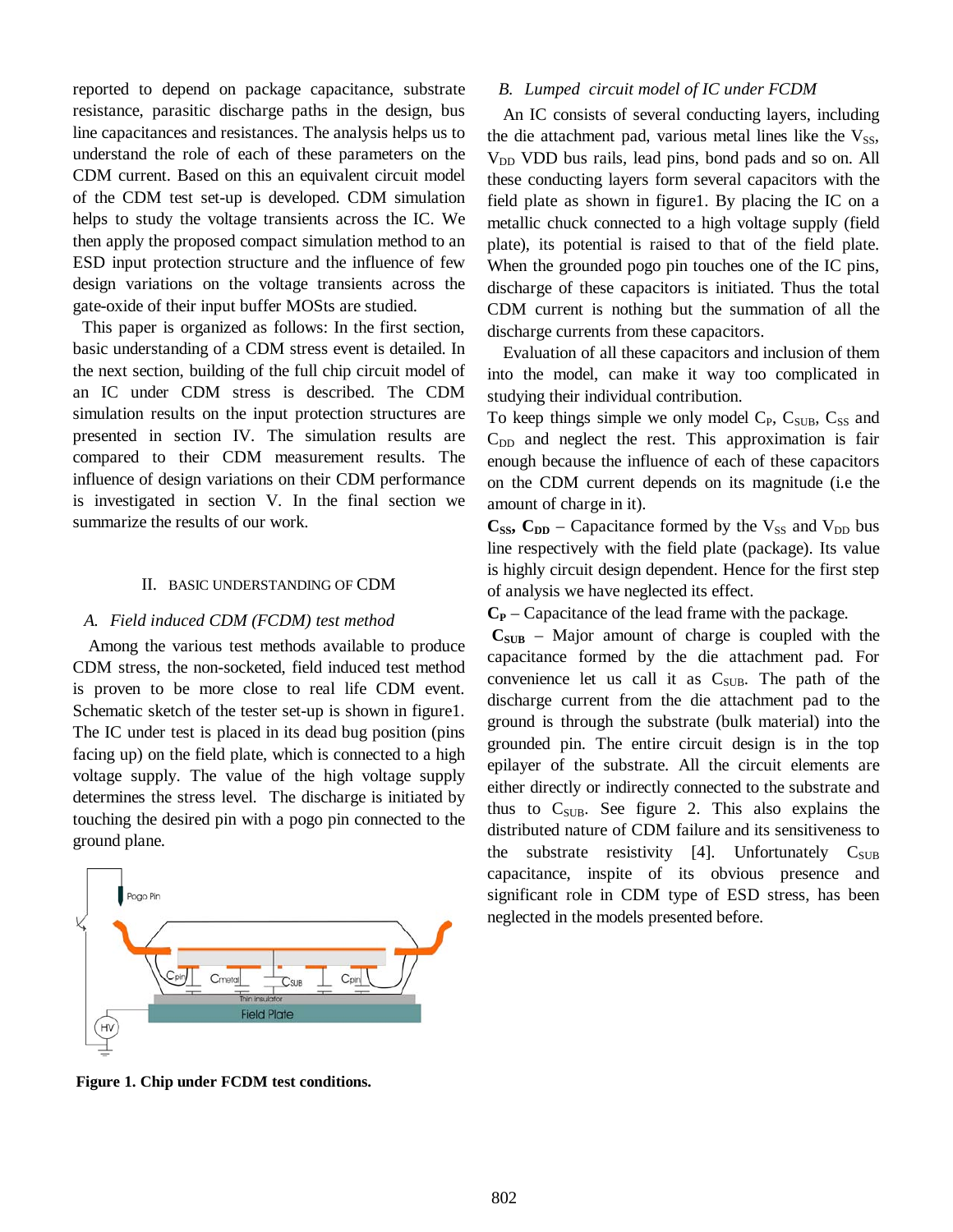reported to depend on package capacitance, substrate resistance, parasitic discharge paths in the design, bus line capacitances and resistances. The analysis helps us to understand the role of each of these parameters on the CDM current. Based on this an equivalent circuit model of the CDM test set-up is developed. CDM simulation helps to study the voltage transients across the IC. We then apply the proposed compact simulation method to an ESD input protection structure and the influence of few design variations on the voltage transients across the gate-oxide of their input buffer MOSts are studied.

This paper is organized as follows: In the first section, basic understanding of a CDM stress event is detailed. In the next section, building of the full chip circuit model of an IC under CDM stress is described. The CDM simulation results on the input protection structures are presented in section IV. The simulation results are compared to their CDM measurement results. The influence of design variations on their CDM performance is investigated in section V. In the final section we summarize the results of our work.

## II. Basic Understanding of CDM

### *A. Field induced CDM (FCDM) test method*

Among the various test methods available to produce CDM stress, the non-socketed, field induced test method is proven to be more close to real life CDM event. Schematic sketch of the tester set-up is shown in figure1. The IC under test is placed in its dead bug position (pins facing up) on the field plate, which is connected to a high voltage supply. The value of the high voltage supply determines the stress level. The discharge is initiated by touching the desired pin with a pogo pin connected to the ground plane.

**Figure 1. Chip under FCDM test conditions.**

### *B. Lumped circuit model of IC under FCDM*

An IC consists of several conducting layers, including the die attachment pad, various metal lines like the $V_{SS}$, $V_{DD}$ VDD bus rails, lead pins, bond pads and so on. All these conducting layers form several capacitors with the field plate as shown in figure1. By placing the IC on a metallic chuck connected to a high voltage supply (field plate), its potential is raised to that of the field plate. When the grounded pogo pin touches one of the IC pins, discharge of these capacitors is initiated. Thus the total CDM current is nothing but the summation of all the discharge currents from these capacitors.

Evaluation of all these capacitors and inclusion of them into the model, can make it way too complicated in studying their individual contribution.

To keep things simple we only model $C_P$, $C_{SUB}$, $C_{SS}$ and $C_{DD}$ and neglect the rest. This approximation is fair enough because the influence of each of these capacitors on the CDM current depends on its magnitude (i.e the amount of charge in it).

**$C_{SS}$, $C_{DD}$** – Capacitance formed by the $V_{SS}$ and $V_{DD}$ bus line respectively with the field plate (package). Its value is highly circuit design dependent. Hence for the first step of analysis we have neglected its effect.

**$C_P$** – Capacitance of the lead frame with the package.

**$C_{SUB}$** – Major amount of charge is coupled with the capacitance formed by the die attachment pad. For convenience let us call it as $C_{SUB}$. The path of the discharge current from the die attachment pad to the ground is through the substrate (bulk material) into the grounded pin. The entire circuit design is in the top epilayer of the substrate. All the circuit elements are either directly or indirectly connected to the substrate and thus to $C_{SUB}$. See figure 2. This also explains the distributed nature of CDM failure and its sensitiveness to the substrate resistivity [4]. Unfortunately $C_{SUB}$ capacitance, inspite of its obvious presence and significant role in CDM type of ESD stress, has been neglected in the models presented before.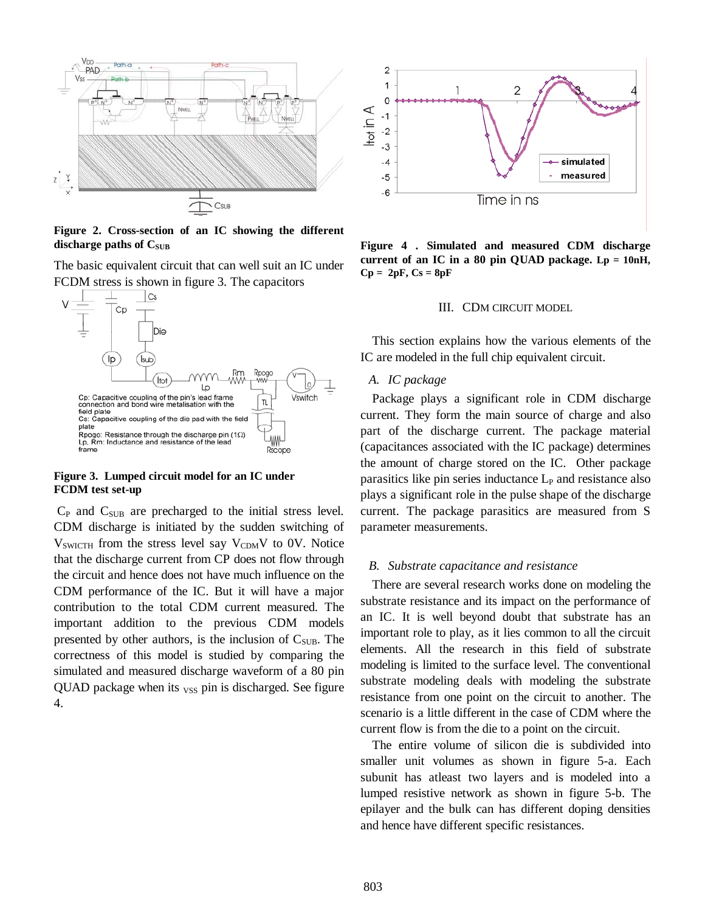**Figure 2. Cross-section of an IC showing the different discharge paths of $C_{SUB}$**

The basic equivalent circuit that can well suit an IC under FCDM stress is shown in figure 3. The capacitors

Cp: Capacitive coupling of the pin's lead frame connection and bond wire metalisation with the field plate
Cs: Capacitive coupling of the die pad with the field plate
Rpogo: Resistance through the discharge pin (1Ω)
Lp, Rm: Inductance and resistance of the lead frame

**Figure 3. Lumped circuit model for an IC under FCDM test set-up**

$C_P$ and $C_{SUB}$ are precharged to the initial stress level. CDM discharge is initiated by the sudden switching of $V_{SWICTH}$ from the stress level say $V_{CDM}$V to 0V. Notice that the discharge current from CP does not flow through the circuit and hence does not have much influence on the CDM performance of the IC. But it will have a major contribution to the total CDM current measured. The important addition to the previous CDM models presented by other authors, is the inclusion of $C_{SUB}$. The correctness of this model is studied by comparing the simulated and measured discharge waveform of a 80 pin QUAD package when its $_{VSS}$ pin is discharged. See figure 4.

**Figure 4 . Simulated and measured CDM discharge current of an IC in a 80 pin QUAD package. Lp = 10nH, Cp = 2pF, Cs = 8pF**

## III. CDM CIRCUIT MODEL

This section explains how the various elements of the IC are modeled in the full chip equivalent circuit.

### *A. IC package*

Package plays a significant role in CDM discharge current. They form the main source of charge and also part of the discharge current. The package material (capacitances associated with the IC package) determines the amount of charge stored on the IC. Other package parasitics like pin series inductance $L_P$ and resistance also plays a significant role in the pulse shape of the discharge current. The package parasitics are measured from S parameter measurements.

### *B. Substrate capacitance and resistance*

There are several research works done on modeling the substrate resistance and its impact on the performance of an IC. It is well beyond doubt that substrate has an important role to play, as it lies common to all the circuit elements. All the research in this field of substrate modeling is limited to the surface level. The conventional substrate modeling deals with modeling the substrate resistance from one point on the circuit to another. The scenario is a little different in the case of CDM where the current flow is from the die to a point on the circuit.

The entire volume of silicon die is subdivided into smaller unit volumes as shown in figure 5-a. Each subunit has atleast two layers and is modeled into a lumped resistive network as shown in figure 5-b. The epilayer and the bulk can has different doping densities and hence have different specific resistances.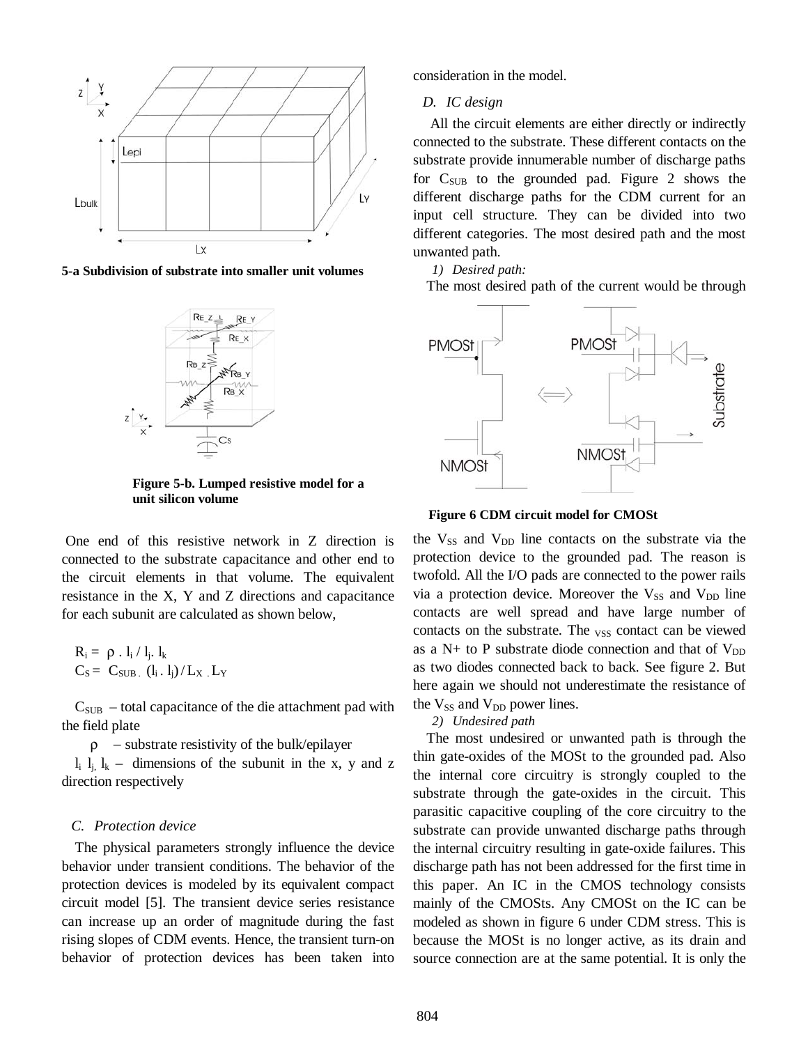5-a Subdivision of substrate into smaller unit volumes

Figure 5-b. Lumped resistive model for a unit silicon volume

One end of this resistive network in Z direction is connected to the substrate capacitance and other end to the circuit elements in that volume. The equivalent resistance in the X, Y and Z directions and capacitance for each subunit are calculated as shown below,

$$R_i = \rho \,.\, l_i / l_j .\, l_k$$
$$C_S = C_{SUB} .\, (l_i .\, l_j) / L_X .\, L_Y$$

$C_{SUB}$ – total capacitance of the die attachment pad with the field plate

$\rho$ – substrate resistivity of the bulk/epilayer

$l_i$ $l_j$, $l_k$ – dimensions of the subunit in the x, y and z direction respectively

### C. Protection device

The physical parameters strongly influence the device behavior under transient conditions. The behavior of the protection devices is modeled by its equivalent compact circuit model [5]. The transient device series resistance can increase up an order of magnitude during the fast rising slopes of CDM events. Hence, the transient turn-on behavior of protection devices has been taken into consideration in the model.

### D. IC design

All the circuit elements are either directly or indirectly connected to the substrate. These different contacts on the substrate provide innumerable number of discharge paths for $C_{SUB}$ to the grounded pad. Figure 2 shows the different discharge paths for the CDM current for an input cell structure. They can be divided into two different categories. The most desired path and the most unwanted path.

#### 1) Desired path:

The most desired path of the current would be through the $V_{SS}$ and $V_{DD}$ line contacts on the substrate via the protection device to the grounded pad. The reason is twofold. All the I/O pads are connected to the power rails via a protection device. Moreover the $V_{SS}$ and $V_{DD}$ line contacts are well spread and have large number of contacts on the substrate. The $V_{SS}$ contact can be viewed as a N+ to P substrate diode connection and that of $V_{DD}$ as two diodes connected back to back. See figure 2. But here again we should not underestimate the resistance of the $V_{SS}$ and $V_{DD}$ power lines.

Figure 6 CDM circuit model for CMOSt

#### 2) Undesired path

The most undesired or unwanted path is through the thin gate-oxides of the MOSt to the grounded pad. Also the internal core circuitry is strongly coupled to the substrate through the gate-oxides in the circuit. This parasitic capacitive coupling of the core circuitry to the substrate can provide unwanted discharge paths through the internal circuitry resulting in gate-oxide failures. This discharge path has not been addressed for the first time in this paper. An IC in the CMOS technology consists mainly of the CMOSts. Any CMOSt on the IC can be modeled as shown in figure 6 under CDM stress. This is because the MOSt is no longer active, as its drain and source connection are at the same potential. It is only the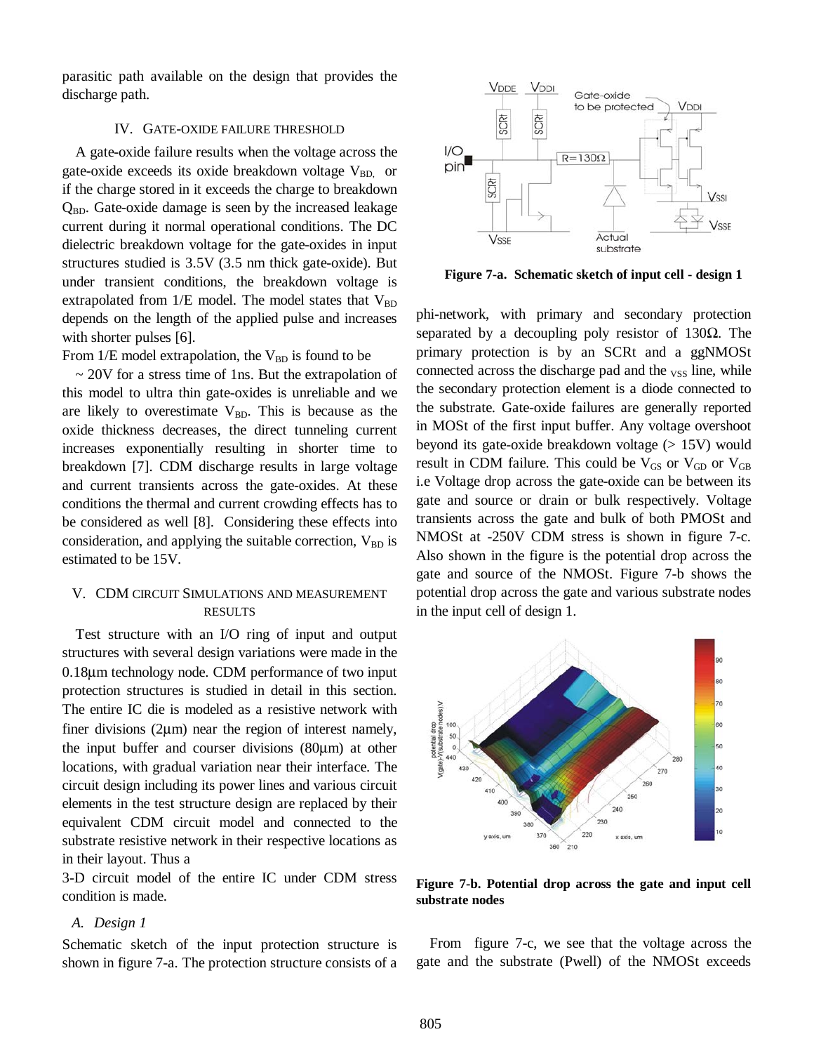parasitic path available on the design that provides the discharge path.

## IV. Gate-Oxide Failure Threshold

A gate-oxide failure results when the voltage across the gate-oxide exceeds its oxide breakdown voltage $V_{BD,}$ or if the charge stored in it exceeds the charge to breakdown $Q_{BD}$. Gate-oxide damage is seen by the increased leakage current during it normal operational conditions. The DC dielectric breakdown voltage for the gate-oxides in input structures studied is 3.5V (3.5 nm thick gate-oxide). But under transient conditions, the breakdown voltage is extrapolated from 1/E model. The model states that $V_{BD}$ depends on the length of the applied pulse and increases with shorter pulses [6].

From 1/E model extrapolation, the $V_{BD}$ is found to be ~ 20V for a stress time of 1ns. But the extrapolation of this model to ultra thin gate-oxides is unreliable and we are likely to overestimate $V_{BD}$. This is because as the oxide thickness decreases, the direct tunneling current increases exponentially resulting in shorter time to breakdown [7]. CDM discharge results in large voltage and current transients across the gate-oxides. At these conditions the thermal and current crowding effects has to be considered as well [8]. Considering these effects into consideration, and applying the suitable correction, $V_{BD}$ is estimated to be 15V.

## V. CDM Circuit Simulations and Measurement Results

Test structure with an I/O ring of input and output structures with several design variations were made in the 0.18µm technology node. CDM performance of two input protection structures is studied in detail in this section. The entire IC die is modeled as a resistive network with finer divisions (2µm) near the region of interest namely, the input buffer and courser divisions (80µm) at other locations, with gradual variation near their interface. The circuit design including its power lines and various circuit elements in the test structure design are replaced by their equivalent CDM circuit model and connected to the substrate resistive network in their respective locations as in their layout. Thus a 3-D circuit model of the entire IC under CDM stress condition is made.

### *A. Design 1*

Schematic sketch of the input protection structure is shown in figure 7-a. The protection structure consists of a

**Figure 7-a. Schematic sketch of input cell - design 1**

phi-network, with primary and secondary protection separated by a decoupling poly resistor of 130Ω. The primary protection is by an SCRt and a ggNMOSt connected across the discharge pad and the $_{VSS}$ line, while the secondary protection element is a diode connected to the substrate. Gate-oxide failures are generally reported in MOSt of the first input buffer. Any voltage overshoot beyond its gate-oxide breakdown voltage (> 15V) would result in CDM failure. This could be $V_{GS}$ or $V_{GD}$ or $V_{GB}$ i.e Voltage drop across the gate-oxide can be between its gate and source or drain or bulk respectively. Voltage transients across the gate and bulk of both PMOSt and NMOSt at -250V CDM stress is shown in figure 7-c. Also shown in the figure is the potential drop across the gate and source of the NMOSt. Figure 7-b shows the potential drop across the gate and various substrate nodes in the input cell of design 1.

**Figure 7-b. Potential drop across the gate and input cell substrate nodes**

From figure 7-c, we see that the voltage across the gate and the substrate (Pwell) of the NMOSt exceeds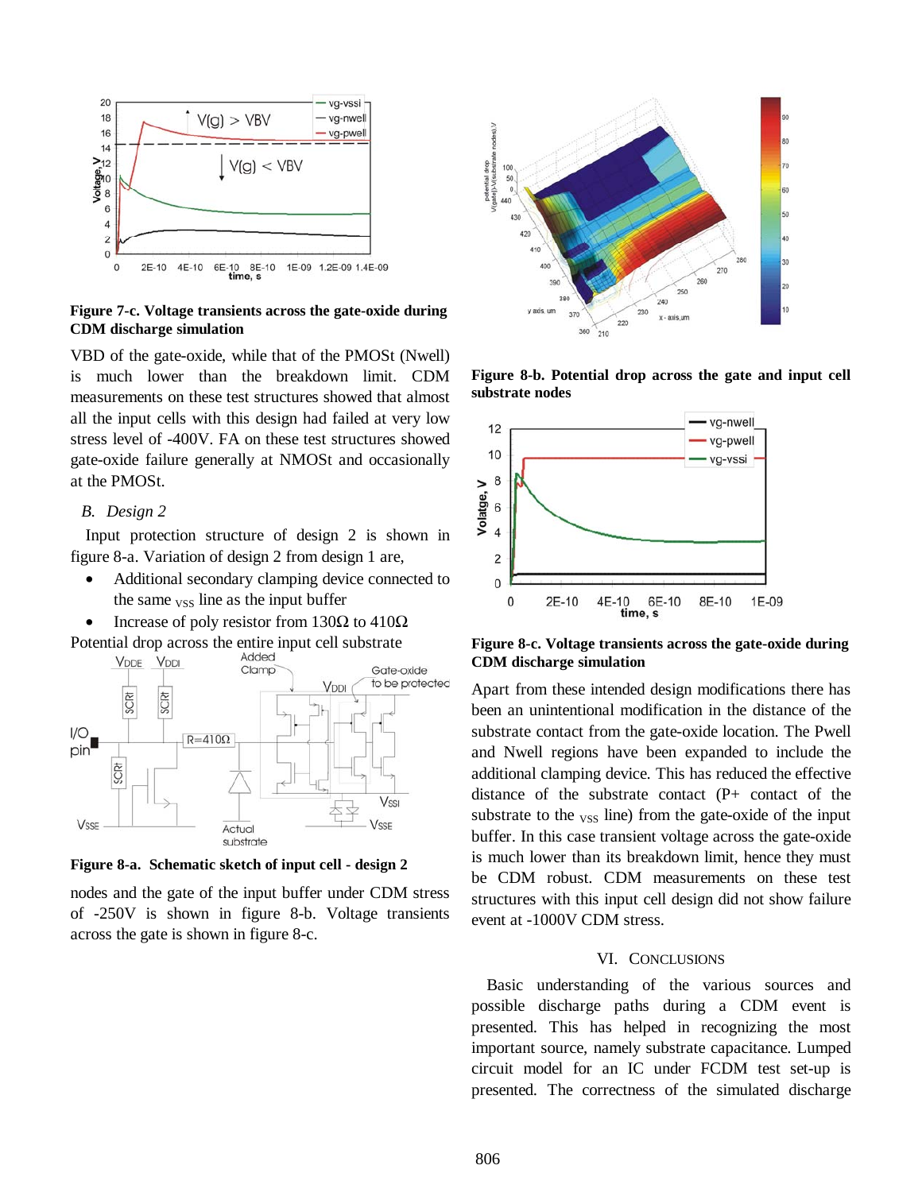**Figure 7-c. Voltage transients across the gate-oxide during CDM discharge simulation**

VBD of the gate-oxide, while that of the PMOSt (Nwell) is much lower than the breakdown limit. CDM measurements on these test structures showed that almost all the input cells with this design had failed at very low stress level of -400V. FA on these test structures showed gate-oxide failure generally at NMOSt and occasionally at the PMOSt.

### *B. Design 2*

Input protection structure of design 2 is shown in figure 8-a. Variation of design 2 from design 1 are,

- Additional secondary clamping device connected to the same $_{VSS}$ line as the input buffer
- Increase of poly resistor from 130Ω to 410Ω

Potential drop across the entire input cell substrate nodes and the gate of the input buffer under CDM stress of -250V is shown in figure 8-b. Voltage transients across the gate is shown in figure 8-c.

**Figure 8-a. Schematic sketch of input cell - design 2**

**Figure 8-b. Potential drop across the gate and input cell substrate nodes**

**Figure 8-c. Voltage transients across the gate-oxide during CDM discharge simulation**

Apart from these intended design modifications there has been an unintentional modification in the distance of the substrate contact from the gate-oxide location. The Pwell and Nwell regions have been expanded to include the additional clamping device. This has reduced the effective distance of the substrate contact (P+ contact of the substrate to the $_{VSS}$ line) from the gate-oxide of the input buffer. In this case transient voltage across the gate-oxide is much lower than its breakdown limit, hence they must be CDM robust. CDM measurements on these test structures with this input cell design did not show failure event at -1000V CDM stress.

## VI. CONCLUSIONS

Basic understanding of the various sources and possible discharge paths during a CDM event is presented. This has helped in recognizing the most important source, namely substrate capacitance. Lumped circuit model for an IC under FCDM test set-up is presented. The correctness of the simulated discharge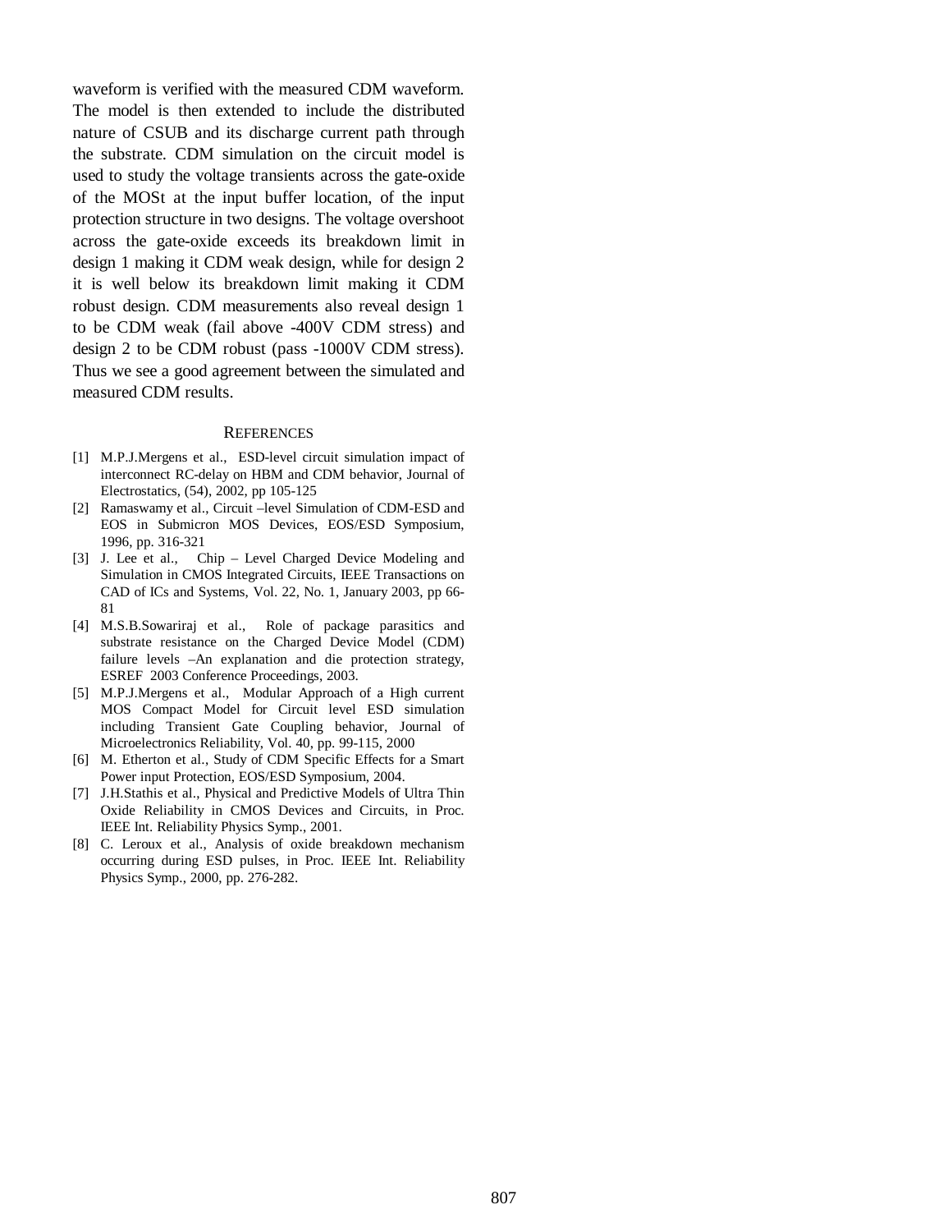waveform is verified with the measured CDM waveform. The model is then extended to include the distributed nature of CSUB and its discharge current path through the substrate. CDM simulation on the circuit model is used to study the voltage transients across the gate-oxide of the MOSt at the input buffer location, of the input protection structure in two designs. The voltage overshoot across the gate-oxide exceeds its breakdown limit in design 1 making it CDM weak design, while for design 2 it is well below its breakdown limit making it CDM robust design. CDM measurements also reveal design 1 to be CDM weak (fail above -400V CDM stress) and design 2 to be CDM robust (pass -1000V CDM stress). Thus we see a good agreement between the simulated and measured CDM results.

## REFERENCES

[1] M.P.J.Mergens et al., ESD-level circuit simulation impact of interconnect RC-delay on HBM and CDM behavior, Journal of Electrostatics, (54), 2002, pp 105-125

[2] Ramaswamy et al., Circuit –level Simulation of CDM-ESD and EOS in Submicron MOS Devices, EOS/ESD Symposium, 1996, pp. 316-321

[3] J. Lee et al., Chip – Level Charged Device Modeling and Simulation in CMOS Integrated Circuits, IEEE Transactions on CAD of ICs and Systems, Vol. 22, No. 1, January 2003, pp 66-81

[4] M.S.B.Sowariraj et al., Role of package parasitics and substrate resistance on the Charged Device Model (CDM) failure levels –An explanation and die protection strategy, ESREF 2003 Conference Proceedings, 2003.

[5] M.P.J.Mergens et al., Modular Approach of a High current MOS Compact Model for Circuit level ESD simulation including Transient Gate Coupling behavior, Journal of Microelectronics Reliability, Vol. 40, pp. 99-115, 2000

[6] M. Etherton et al., Study of CDM Specific Effects for a Smart Power input Protection, EOS/ESD Symposium, 2004.

[7] J.H.Stathis et al., Physical and Predictive Models of Ultra Thin Oxide Reliability in CMOS Devices and Circuits, in Proc. IEEE Int. Reliability Physics Symp., 2001.

[8] C. Leroux et al., Analysis of oxide breakdown mechanism occurring during ESD pulses, in Proc. IEEE Int. Reliability Physics Symp., 2000, pp. 276-282.